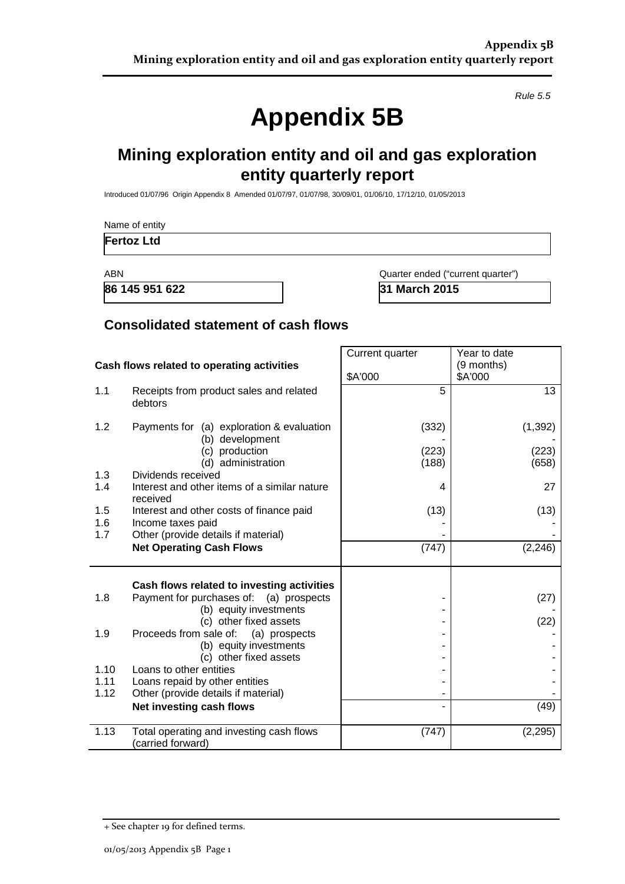*Rule 5.5*

# Appendix 5B

## Mining exploration entity and oil and gas exploration entity quarterly report

Introduced 01/07/96 Origin Appendix 8 Amended 01/07/97, 01/07/98, 30/09/01, 01/06/10, 17/12/10, 01/05/2013

Name of entity

**Fertoz Ltd**

| ABN | Quarter ended ("current quarter") |
|---|---|
| **86 145 951 622** | **31 March 2015** |

## Consolidated statement of cash flows

| | Cash flows related to operating activities | Current quarter<br>$A'000 | Year to date (9 months)<br>$A'000 |
|---|---|---|---|
| 1.1 | Receipts from product sales and related debtors | 5 | 13 |
| 1.2 | Payments for (a) exploration & evaluation | (332) | (1,392) |
| | (b) development | - | - |
| | (c) production | (223) | (223) |
| | (d) administration | (188) | (658) |
| 1.3 | Dividends received | | |
| 1.4 | Interest and other items of a similar nature received | 4 | 27 |
| 1.5 | Interest and other costs of finance paid | (13) | (13) |
| 1.6 | Income taxes paid | - | - |
| 1.7 | Other (provide details if material) | - | - |
| | **Net Operating Cash Flows** | (747) | (2,246) |
| | **Cash flows related to investing activities** | | |
| 1.8 | Payment for purchases of: (a) prospects | - | (27) |
| | (b) equity investments | - | - |
| | (c) other fixed assets | - | (22) |
| 1.9 | Proceeds from sale of: (a) prospects | - | - |
| | (b) equity investments | - | - |
| | (c) other fixed assets | - | - |
| 1.10 | Loans to other entities | - | - |
| 1.11 | Loans repaid by other entities | - | - |
| 1.12 | Other (provide details if material) | - | - |
| | **Net investing cash flows** | - | (49) |
| 1.13 | Total operating and investing cash flows (carried forward) | (747) | (2,295) |

+ See chapter 19 for defined terms.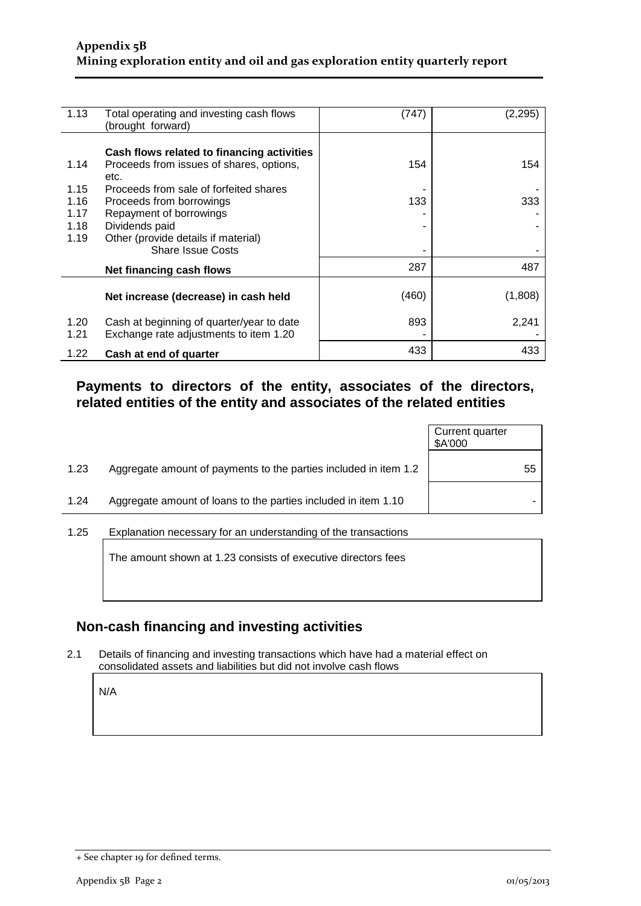| | | | |
|---|---|---|---|
| 1.13 | Total operating and investing cash flows (brought forward) | (747) | (2,295) |
| | **Cash flows related to financing activities** | | |
| 1.14 | Proceeds from issues of shares, options, etc. | 154 | 154 |
| 1.15 | Proceeds from sale of forfeited shares | - | - |
| 1.16 | Proceeds from borrowings | 133 | 333 |
| 1.17 | Repayment of borrowings | - | - |
| 1.18 | Dividends paid | - | - |
| 1.19 | Other (provide details if material) Share Issue Costs | - | - |
| | **Net financing cash flows** | 287 | 487 |
| | **Net increase (decrease) in cash held** | (460) | (1,808) |
| 1.20 | Cash at beginning of quarter/year to date | 893 | 2,241 |
| 1.21 | Exchange rate adjustments to item 1.20 | - | - |
| 1.22 | **Cash at end of quarter** | 433 | 433 |

## Payments to directors of the entity, associates of the directors, related entities of the entity and associates of the related entities

| | | Current quarter $A'000 |
|---|---|---|
| 1.23 | Aggregate amount of payments to the parties included in item 1.2 | 55 |
| 1.24 | Aggregate amount of loans to the parties included in item 1.10 | - |

1.25 Explanation necessary for an understanding of the transactions

The amount shown at 1.23 consists of executive directors fees

## Non-cash financing and investing activities

2.1 Details of financing and investing transactions which have had a material effect on consolidated assets and liabilities but did not involve cash flows

N/A

+ See chapter 19 for defined terms.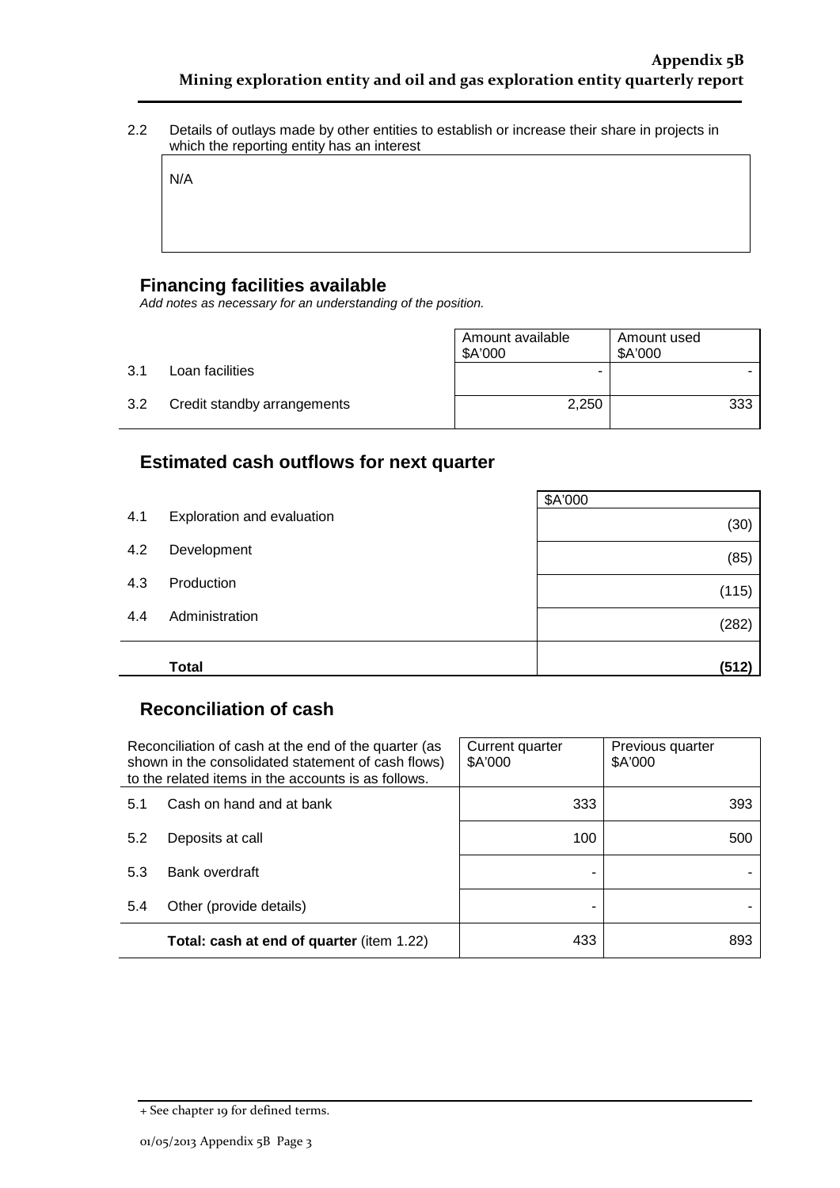2.2 Details of outlays made by other entities to establish or increase their share in projects in which the reporting entity has an interest

N/A

## Financing facilities available

*Add notes as necessary for an understanding of the position.*

| | | Amount available $A'000 | Amount used $A'000 |
|---|---|---|---|
| 3.1 | Loan facilities | - | - |
| 3.2 | Credit standby arrangements | 2,250 | 333 |

## Estimated cash outflows for next quarter

| | | $A'000 |
|---|---|---|
| 4.1 | Exploration and evaluation | (30) |
| 4.2 | Development | (85) |
| 4.3 | Production | (115) |
| 4.4 | Administration | (282) |
| | **Total** | **(512)** |

## Reconciliation of cash

| Reconciliation of cash at the end of the quarter (as shown in the consolidated statement of cash flows) to the related items in the accounts is as follows. | | Current quarter $A'000 | Previous quarter $A'000 |
|---|---|---|---|
| 5.1 | Cash on hand and at bank | 333 | 393 |
| 5.2 | Deposits at call | 100 | 500 |
| 5.3 | Bank overdraft | - | - |
| 5.4 | Other (provide details) | - | - |
| | **Total: cash at end of quarter** (item 1.22) | 433 | 893 |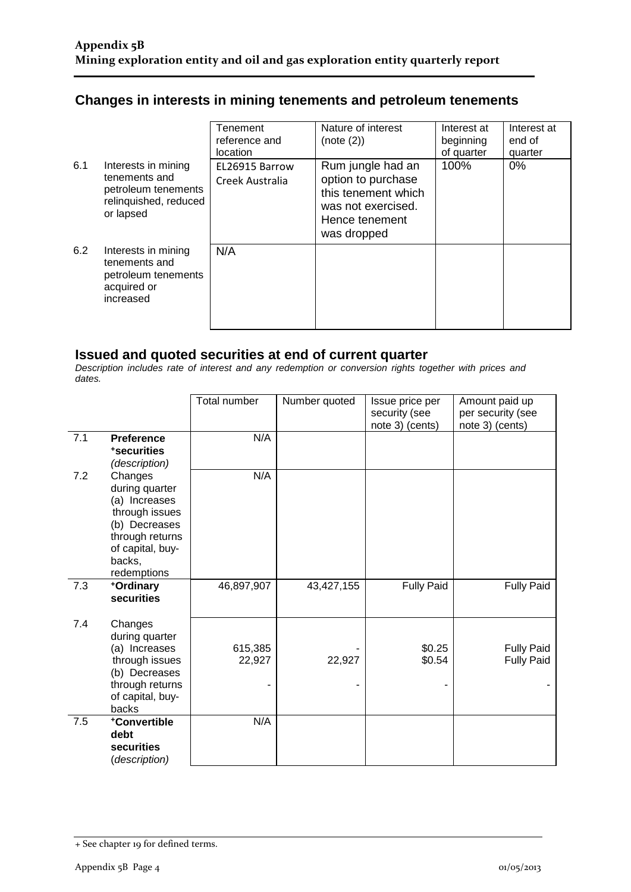## Changes in interests in mining tenements and petroleum tenements

| | | Tenement reference and location | Nature of interest (note (2)) | Interest at beginning of quarter | Interest at end of quarter |
|---|---|---|---|---|---|
| 6.1 | Interests in mining tenements and petroleum tenements relinquished, reduced or lapsed | EL26915 Barrow Creek Australia | Rum jungle had an option to purchase this tenement which was not exercised. Hence tenement was dropped | 100% | 0% |
| 6.2 | Interests in mining tenements and petroleum tenements acquired or increased | N/A | | | |

## Issued and quoted securities at end of current quarter

*Description includes rate of interest and any redemption or conversion rights together with prices and dates.*

| | | Total number | Number quoted | Issue price per security (see note 3) (cents) | Amount paid up per security (see note 3) (cents) |
|---|---|---|---|---|---|
| 7.1 | **Preference +securities** *(description)* | N/A | | | |
| 7.2 | Changes during quarter (a) Increases through issues (b) Decreases through returns of capital, buy-backs, redemptions | N/A | | | |
| 7.3 | **+Ordinary securities** | 46,897,907 | 43,427,155 | Fully Paid | Fully Paid |
| 7.4 | Changes during quarter (a) Increases through issues (b) Decreases through returns of capital, buy-backs | 615,385<br>22,927<br>- | -<br>22,927<br>- | \$0.25<br>\$0.54<br>- | Fully Paid<br>Fully Paid<br>- |
| 7.5 | **+Convertible debt securities** *(description)* | N/A | | | |

+ See chapter 19 for defined terms.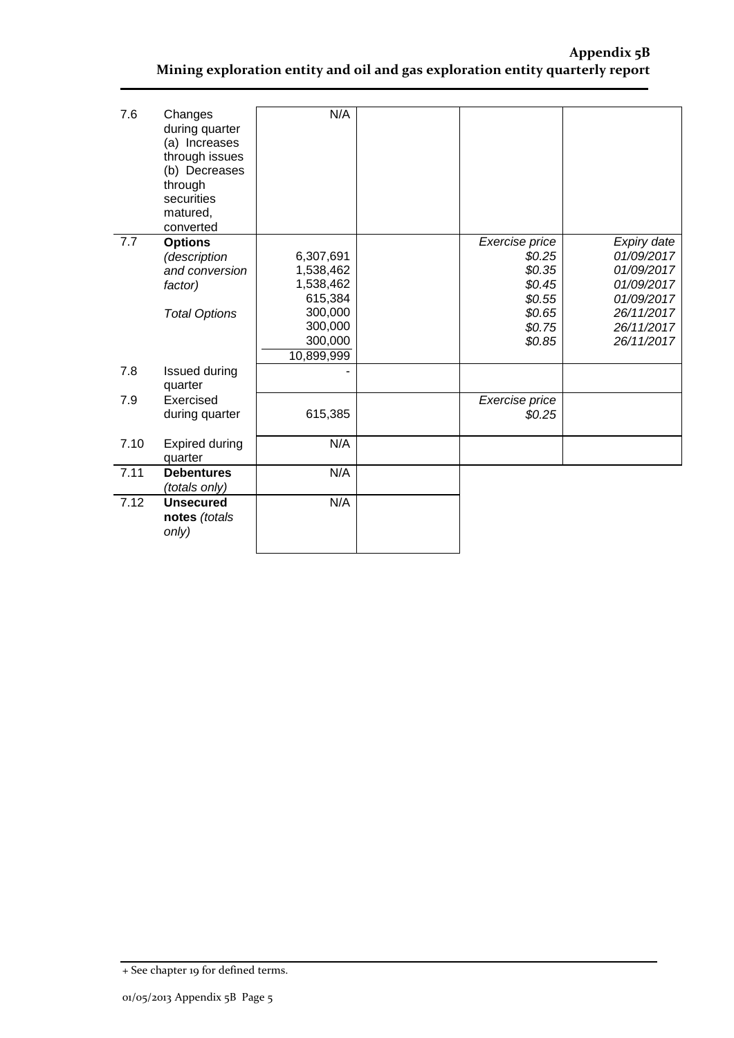| | | | | | |
|---|---|---|---|---|---|
| 7.6 | Changes during quarter (a) Increases through issues (b) Decreases through securities matured, converted | N/A | | | |
| 7.7 | **Options** *(description and conversion factor)*<br><br>*Total Options* | 6,307,691<br>1,538,462<br>1,538,462<br>615,384<br>300,000<br>300,000<br>300,000<br>10,899,999 | | *Exercise price*<br>*\$0.25*<br>*\$0.35*<br>*\$0.45*<br>*\$0.55*<br>*\$0.65*<br>*\$0.75*<br>*\$0.85* | *Expiry date*<br>*01/09/2017*<br>*01/09/2017*<br>*01/09/2017*<br>*01/09/2017*<br>*26/11/2017*<br>*26/11/2017*<br>*26/11/2017* |
| 7.8 | Issued during quarter | - | | | |
| 7.9 | Exercised during quarter | 615,385 | | *Exercise price*<br>*\$0.25* | |
| 7.10 | Expired during quarter | N/A | | | |
| 7.11 | **Debentures** *(totals only)* | N/A | | | |
| 7.12 | **Unsecured notes** *(totals only)* | N/A | | | |

+ See chapter 19 for defined terms.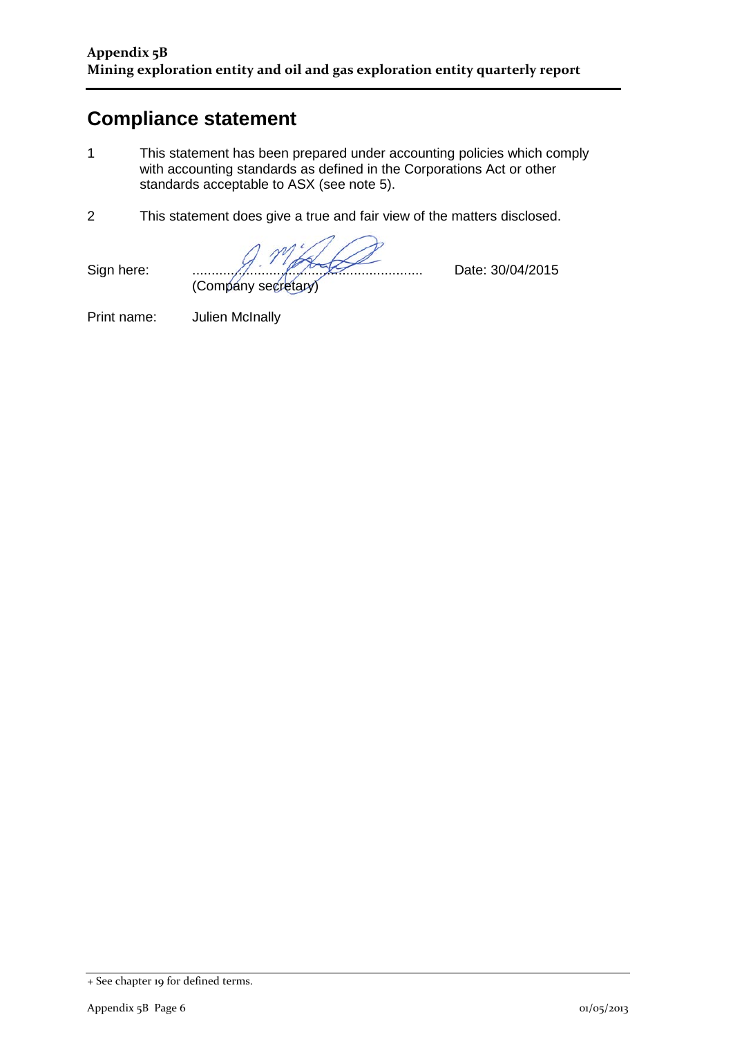## Compliance statement

1. This statement has been prepared under accounting policies which comply with accounting standards as defined in the Corporations Act or other standards acceptable to ASX (see note 5).

2. This statement does give a true and fair view of the matters disclosed.

Sign here: ............................................................ Date: 30/04/2015
(Company secretary)

Print name: Julien McInally

+ See chapter 19 for defined terms.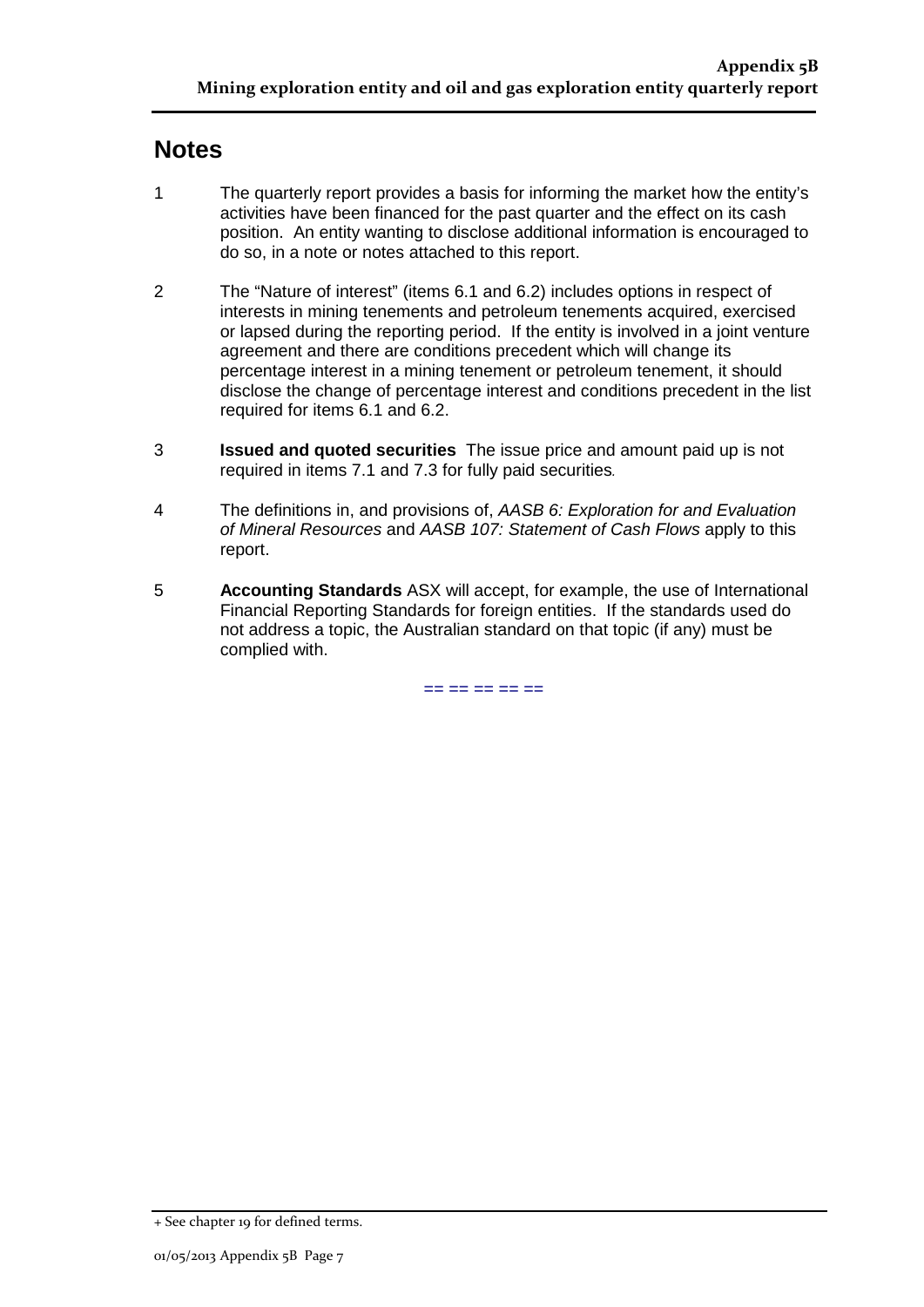## Notes

1. The quarterly report provides a basis for informing the market how the entity's activities have been financed for the past quarter and the effect on its cash position. An entity wanting to disclose additional information is encouraged to do so, in a note or notes attached to this report.

2. The "Nature of interest" (items 6.1 and 6.2) includes options in respect of interests in mining tenements and petroleum tenements acquired, exercised or lapsed during the reporting period. If the entity is involved in a joint venture agreement and there are conditions precedent which will change its percentage interest in a mining tenement or petroleum tenement, it should disclose the change of percentage interest and conditions precedent in the list required for items 6.1 and 6.2.

3. **Issued and quoted securities** The issue price and amount paid up is not required in items 7.1 and 7.3 for fully paid securities.

4. The definitions in, and provisions of, *AASB 6: Exploration for and Evaluation of Mineral Resources* and *AASB 107: Statement of Cash Flows* apply to this report.

5. **Accounting Standards** ASX will accept, for example, the use of International Financial Reporting Standards for foreign entities. If the standards used do not address a topic, the Australian standard on that topic (if any) must be complied with.

== == == == ==